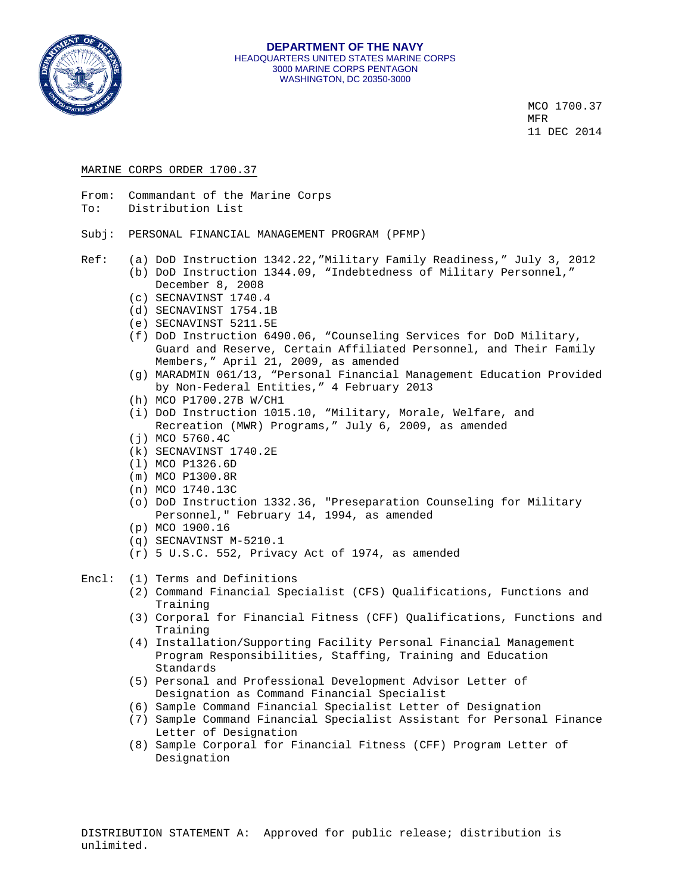**DEPARTMENT OF THE NAVY**
HEADQUARTERS UNITED STATES MARINE CORPS
3000 MARINE CORPS PENTAGON
WASHINGTON, DC 20350-3000

MCO 1700.37
MFR
11 DEC 2014

MARINE CORPS ORDER 1700.37

From: Commandant of the Marine Corps
To: Distribution List

Subj: PERSONAL FINANCIAL MANAGEMENT PROGRAM (PFMP)

Ref:
(a) DoD Instruction 1342.22,"Military Family Readiness," July 3, 2012
(b) DoD Instruction 1344.09, "Indebtedness of Military Personnel," December 8, 2008
(c) SECNAVINST 1740.4
(d) SECNAVINST 1754.1B
(e) SECNAVINST 5211.5E
(f) DoD Instruction 6490.06, "Counseling Services for DoD Military, Guard and Reserve, Certain Affiliated Personnel, and Their Family Members," April 21, 2009, as amended
(g) MARADMIN 061/13, "Personal Financial Management Education Provided by Non-Federal Entities," 4 February 2013
(h) MCO P1700.27B W/CH1
(i) DoD Instruction 1015.10, "Military, Morale, Welfare, and Recreation (MWR) Programs," July 6, 2009, as amended
(j) MCO 5760.4C
(k) SECNAVINST 1740.2E
(l) MCO P1326.6D
(m) MCO P1300.8R
(n) MCO 1740.13C
(o) DoD Instruction 1332.36, "Preseparation Counseling for Military Personnel," February 14, 1994, as amended
(p) MCO 1900.16
(q) SECNAVINST M-5210.1
(r) 5 U.S.C. 552, Privacy Act of 1974, as amended

Encl:
(1) Terms and Definitions
(2) Command Financial Specialist (CFS) Qualifications, Functions and Training
(3) Corporal for Financial Fitness (CFF) Qualifications, Functions and Training
(4) Installation/Supporting Facility Personal Financial Management Program Responsibilities, Staffing, Training and Education Standards
(5) Personal and Professional Development Advisor Letter of Designation as Command Financial Specialist
(6) Sample Command Financial Specialist Letter of Designation
(7) Sample Command Financial Specialist Assistant for Personal Finance Letter of Designation
(8) Sample Corporal for Financial Fitness (CFF) Program Letter of Designation

DISTRIBUTION STATEMENT A: Approved for public release; distribution is unlimited.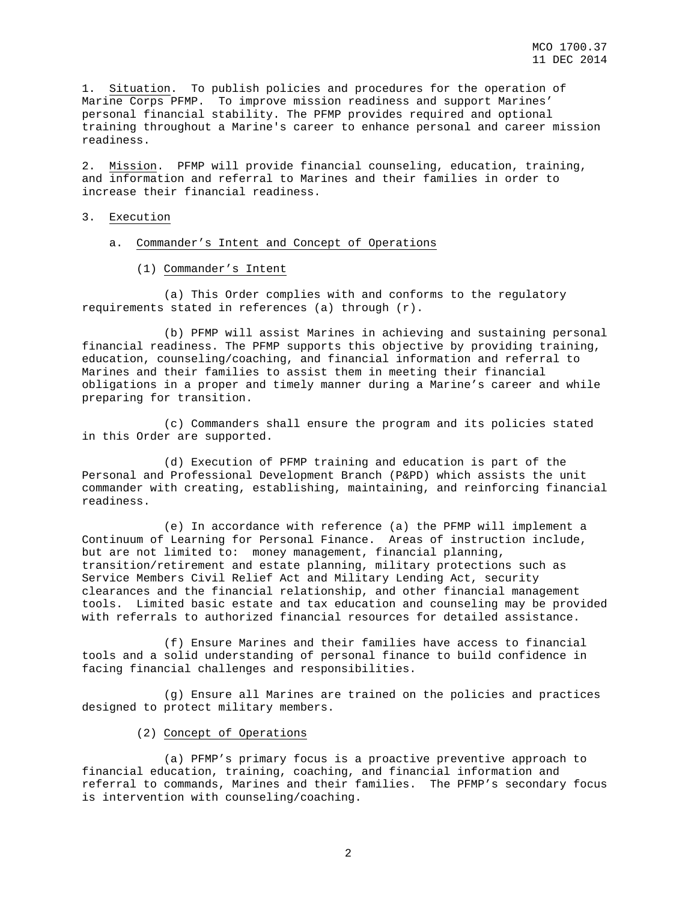1. Situation. To publish policies and procedures for the operation of Marine Corps PFMP. To improve mission readiness and support Marines' personal financial stability. The PFMP provides required and optional training throughout a Marine's career to enhance personal and career mission readiness.

2. Mission. PFMP will provide financial counseling, education, training, and information and referral to Marines and their families in order to increase their financial readiness.

3. Execution

a. Commander's Intent and Concept of Operations

(1) Commander's Intent

(a) This Order complies with and conforms to the regulatory requirements stated in references (a) through (r).

(b) PFMP will assist Marines in achieving and sustaining personal financial readiness. The PFMP supports this objective by providing training, education, counseling/coaching, and financial information and referral to Marines and their families to assist them in meeting their financial obligations in a proper and timely manner during a Marine's career and while preparing for transition.

(c) Commanders shall ensure the program and its policies stated in this Order are supported.

(d) Execution of PFMP training and education is part of the Personal and Professional Development Branch (P&PD) which assists the unit commander with creating, establishing, maintaining, and reinforcing financial readiness.

(e) In accordance with reference (a) the PFMP will implement a Continuum of Learning for Personal Finance. Areas of instruction include, but are not limited to: money management, financial planning, transition/retirement and estate planning, military protections such as Service Members Civil Relief Act and Military Lending Act, security clearances and the financial relationship, and other financial management tools. Limited basic estate and tax education and counseling may be provided with referrals to authorized financial resources for detailed assistance.

(f) Ensure Marines and their families have access to financial tools and a solid understanding of personal finance to build confidence in facing financial challenges and responsibilities.

(g) Ensure all Marines are trained on the policies and practices designed to protect military members.

(2) Concept of Operations

(a) PFMP's primary focus is a proactive preventive approach to financial education, training, coaching, and financial information and referral to commands, Marines and their families. The PFMP's secondary focus is intervention with counseling/coaching.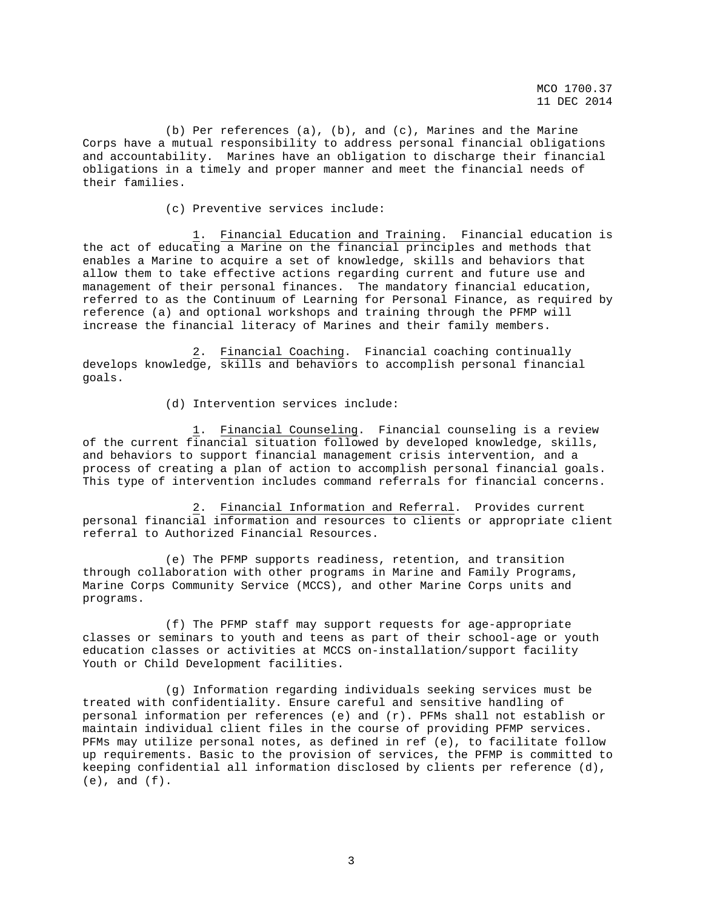(b) Per references (a), (b), and (c), Marines and the Marine Corps have a mutual responsibility to address personal financial obligations and accountability. Marines have an obligation to discharge their financial obligations in a timely and proper manner and meet the financial needs of their families.

(c) Preventive services include:

1. Financial Education and Training. Financial education is the act of educating a Marine on the financial principles and methods that enables a Marine to acquire a set of knowledge, skills and behaviors that allow them to take effective actions regarding current and future use and management of their personal finances. The mandatory financial education, referred to as the Continuum of Learning for Personal Finance, as required by reference (a) and optional workshops and training through the PFMP will increase the financial literacy of Marines and their family members.

2. Financial Coaching. Financial coaching continually develops knowledge, skills and behaviors to accomplish personal financial goals.

(d) Intervention services include:

1. Financial Counseling. Financial counseling is a review of the current financial situation followed by developed knowledge, skills, and behaviors to support financial management crisis intervention, and a process of creating a plan of action to accomplish personal financial goals. This type of intervention includes command referrals for financial concerns.

2. Financial Information and Referral. Provides current personal financial information and resources to clients or appropriate client referral to Authorized Financial Resources.

(e) The PFMP supports readiness, retention, and transition through collaboration with other programs in Marine and Family Programs, Marine Corps Community Service (MCCS), and other Marine Corps units and programs.

(f) The PFMP staff may support requests for age-appropriate classes or seminars to youth and teens as part of their school-age or youth education classes or activities at MCCS on-installation/support facility Youth or Child Development facilities.

(g) Information regarding individuals seeking services must be treated with confidentiality. Ensure careful and sensitive handling of personal information per references (e) and (r). PFMs shall not establish or maintain individual client files in the course of providing PFMP services. PFMs may utilize personal notes, as defined in ref (e), to facilitate follow up requirements. Basic to the provision of services, the PFMP is committed to keeping confidential all information disclosed by clients per reference (d), (e), and (f).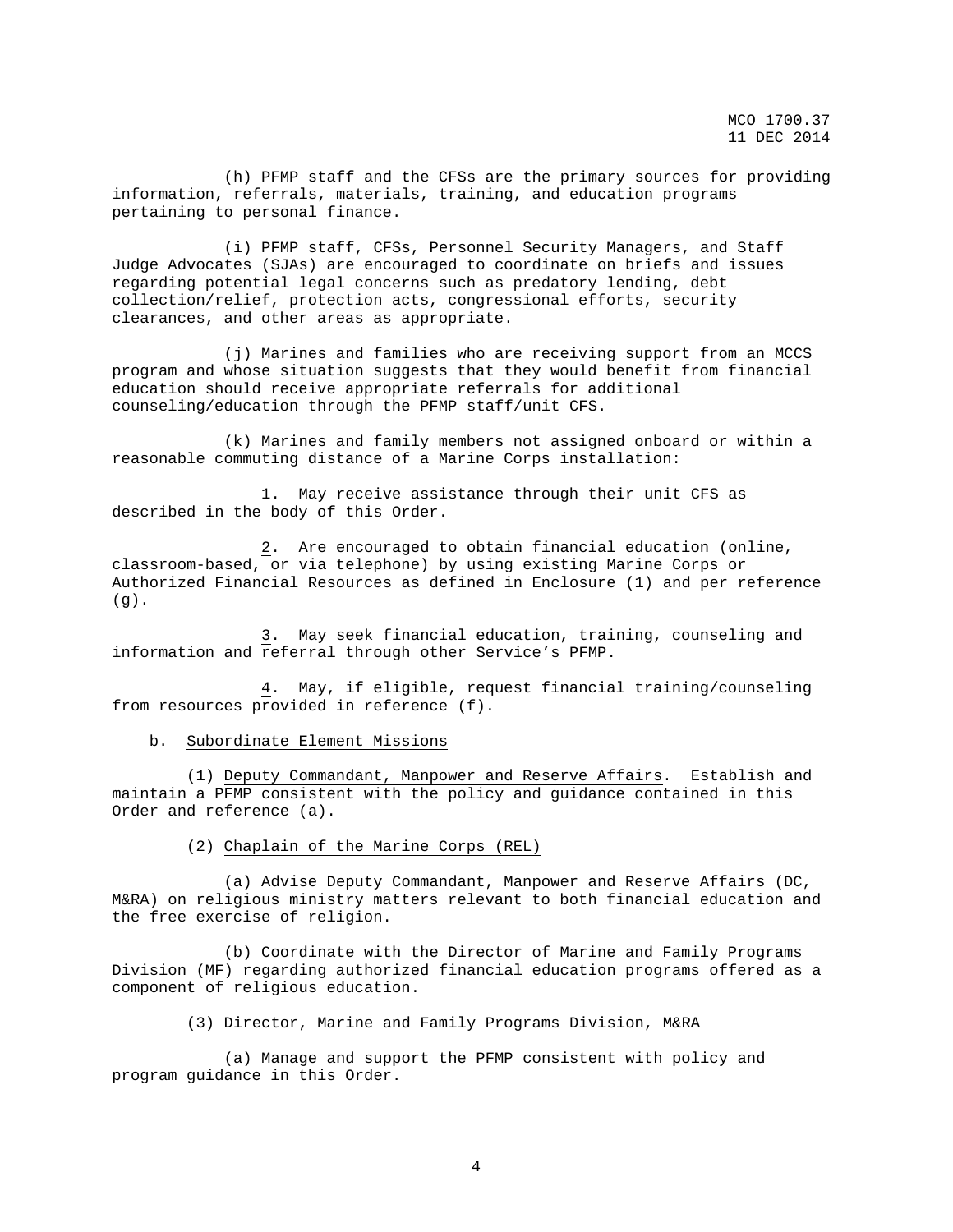(h) PFMP staff and the CFSs are the primary sources for providing information, referrals, materials, training, and education programs pertaining to personal finance.

(i) PFMP staff, CFSs, Personnel Security Managers, and Staff Judge Advocates (SJAs) are encouraged to coordinate on briefs and issues regarding potential legal concerns such as predatory lending, debt collection/relief, protection acts, congressional efforts, security clearances, and other areas as appropriate.

(j) Marines and families who are receiving support from an MCCS program and whose situation suggests that they would benefit from financial education should receive appropriate referrals for additional counseling/education through the PFMP staff/unit CFS.

(k) Marines and family members not assigned onboard or within a reasonable commuting distance of a Marine Corps installation:

<u>1</u>. May receive assistance through their unit CFS as described in the body of this Order.

<u>2</u>. Are encouraged to obtain financial education (online, classroom-based, or via telephone) by using existing Marine Corps or Authorized Financial Resources as defined in Enclosure (1) and per reference (g).

<u>3</u>. May seek financial education, training, counseling and information and referral through other Service's PFMP.

<u>4</u>. May, if eligible, request financial training/counseling from resources provided in reference (f).

b. <u>Subordinate Element Missions</u>

(1) <u>Deputy Commandant, Manpower and Reserve Affairs</u>. Establish and maintain a PFMP consistent with the policy and guidance contained in this Order and reference (a).

(2) <u>Chaplain of the Marine Corps (REL)</u>

(a) Advise Deputy Commandant, Manpower and Reserve Affairs (DC, M&RA) on religious ministry matters relevant to both financial education and the free exercise of religion.

(b) Coordinate with the Director of Marine and Family Programs Division (MF) regarding authorized financial education programs offered as a component of religious education.

(3) <u>Director, Marine and Family Programs Division, M&RA</u>

(a) Manage and support the PFMP consistent with policy and program guidance in this Order.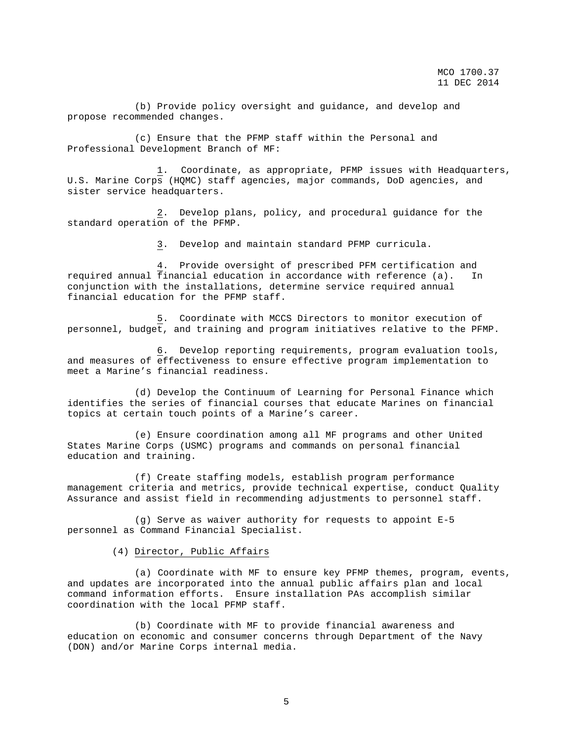(b) Provide policy oversight and guidance, and develop and propose recommended changes.

(c) Ensure that the PFMP staff within the Personal and Professional Development Branch of MF:

1. Coordinate, as appropriate, PFMP issues with Headquarters, U.S. Marine Corps (HQMC) staff agencies, major commands, DoD agencies, and sister service headquarters.

2. Develop plans, policy, and procedural guidance for the standard operation of the PFMP.

3. Develop and maintain standard PFMP curricula.

4. Provide oversight of prescribed PFM certification and required annual financial education in accordance with reference (a). In conjunction with the installations, determine service required annual financial education for the PFMP staff.

5. Coordinate with MCCS Directors to monitor execution of personnel, budget, and training and program initiatives relative to the PFMP.

6. Develop reporting requirements, program evaluation tools, and measures of effectiveness to ensure effective program implementation to meet a Marine's financial readiness.

(d) Develop the Continuum of Learning for Personal Finance which identifies the series of financial courses that educate Marines on financial topics at certain touch points of a Marine's career.

(e) Ensure coordination among all MF programs and other United States Marine Corps (USMC) programs and commands on personal financial education and training.

(f) Create staffing models, establish program performance management criteria and metrics, provide technical expertise, conduct Quality Assurance and assist field in recommending adjustments to personnel staff.

(g) Serve as waiver authority for requests to appoint E-5 personnel as Command Financial Specialist.

(4) Director, Public Affairs

(a) Coordinate with MF to ensure key PFMP themes, program, events, and updates are incorporated into the annual public affairs plan and local command information efforts. Ensure installation PAs accomplish similar coordination with the local PFMP staff.

(b) Coordinate with MF to provide financial awareness and education on economic and consumer concerns through Department of the Navy (DON) and/or Marine Corps internal media.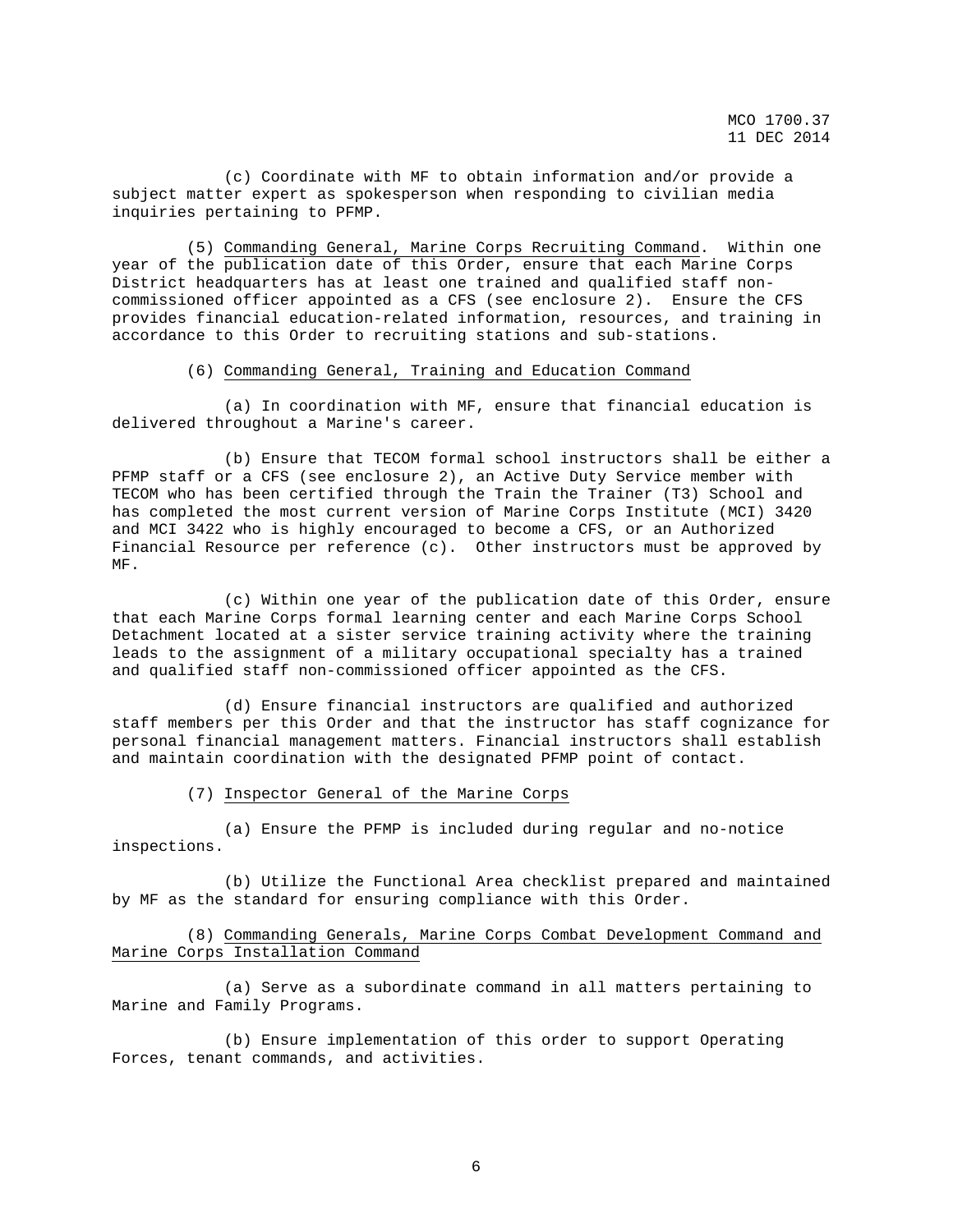(c) Coordinate with MF to obtain information and/or provide a subject matter expert as spokesperson when responding to civilian media inquiries pertaining to PFMP.

(5) Commanding General, Marine Corps Recruiting Command. Within one year of the publication date of this Order, ensure that each Marine Corps District headquarters has at least one trained and qualified staff non-commissioned officer appointed as a CFS (see enclosure 2). Ensure the CFS provides financial education-related information, resources, and training in accordance to this Order to recruiting stations and sub-stations.

(6) Commanding General, Training and Education Command

(a) In coordination with MF, ensure that financial education is delivered throughout a Marine's career.

(b) Ensure that TECOM formal school instructors shall be either a PFMP staff or a CFS (see enclosure 2), an Active Duty Service member with TECOM who has been certified through the Train the Trainer (T3) School and has completed the most current version of Marine Corps Institute (MCI) 3420 and MCI 3422 who is highly encouraged to become a CFS, or an Authorized Financial Resource per reference (c). Other instructors must be approved by MF.

(c) Within one year of the publication date of this Order, ensure that each Marine Corps formal learning center and each Marine Corps School Detachment located at a sister service training activity where the training leads to the assignment of a military occupational specialty has a trained and qualified staff non-commissioned officer appointed as the CFS.

(d) Ensure financial instructors are qualified and authorized staff members per this Order and that the instructor has staff cognizance for personal financial management matters. Financial instructors shall establish and maintain coordination with the designated PFMP point of contact.

(7) Inspector General of the Marine Corps

(a) Ensure the PFMP is included during regular and no-notice inspections.

(b) Utilize the Functional Area checklist prepared and maintained by MF as the standard for ensuring compliance with this Order.

(8) Commanding Generals, Marine Corps Combat Development Command and Marine Corps Installation Command

(a) Serve as a subordinate command in all matters pertaining to Marine and Family Programs.

(b) Ensure implementation of this order to support Operating Forces, tenant commands, and activities.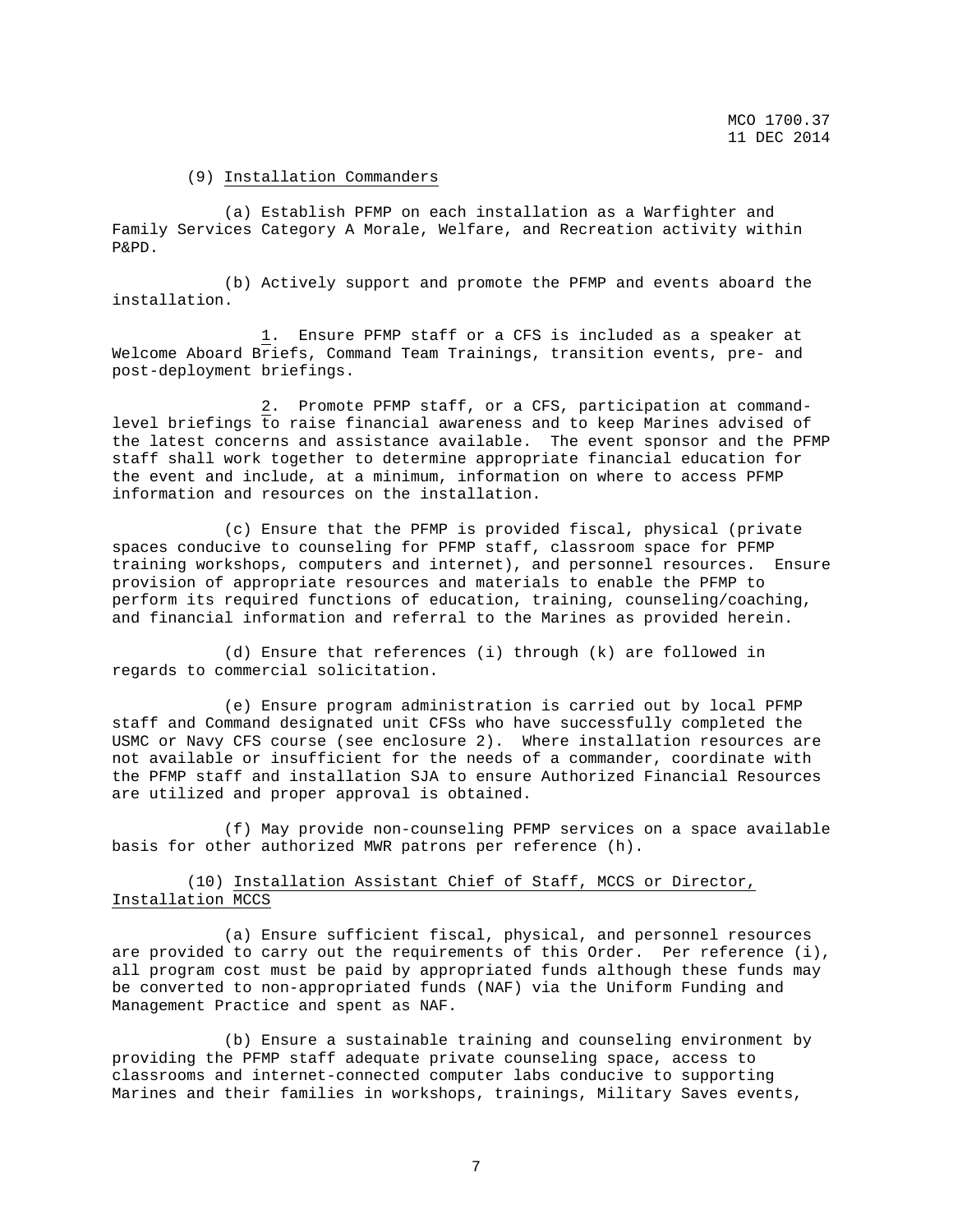(9) Installation Commanders

(a) Establish PFMP on each installation as a Warfighter and Family Services Category A Morale, Welfare, and Recreation activity within P&PD.

(b) Actively support and promote the PFMP and events aboard the installation.

1. Ensure PFMP staff or a CFS is included as a speaker at Welcome Aboard Briefs, Command Team Trainings, transition events, pre- and post-deployment briefings.

2. Promote PFMP staff, or a CFS, participation at command-level briefings to raise financial awareness and to keep Marines advised of the latest concerns and assistance available. The event sponsor and the PFMP staff shall work together to determine appropriate financial education for the event and include, at a minimum, information on where to access PFMP information and resources on the installation.

(c) Ensure that the PFMP is provided fiscal, physical (private spaces conducive to counseling for PFMP staff, classroom space for PFMP training workshops, computers and internet), and personnel resources. Ensure provision of appropriate resources and materials to enable the PFMP to perform its required functions of education, training, counseling/coaching, and financial information and referral to the Marines as provided herein.

(d) Ensure that references (i) through (k) are followed in regards to commercial solicitation.

(e) Ensure program administration is carried out by local PFMP staff and Command designated unit CFSs who have successfully completed the USMC or Navy CFS course (see enclosure 2). Where installation resources are not available or insufficient for the needs of a commander, coordinate with the PFMP staff and installation SJA to ensure Authorized Financial Resources are utilized and proper approval is obtained.

(f) May provide non-counseling PFMP services on a space available basis for other authorized MWR patrons per reference (h).

(10) Installation Assistant Chief of Staff, MCCS or Director, Installation MCCS

(a) Ensure sufficient fiscal, physical, and personnel resources are provided to carry out the requirements of this Order. Per reference (i), all program cost must be paid by appropriated funds although these funds may be converted to non-appropriated funds (NAF) via the Uniform Funding and Management Practice and spent as NAF.

(b) Ensure a sustainable training and counseling environment by providing the PFMP staff adequate private counseling space, access to classrooms and internet-connected computer labs conducive to supporting Marines and their families in workshops, trainings, Military Saves events,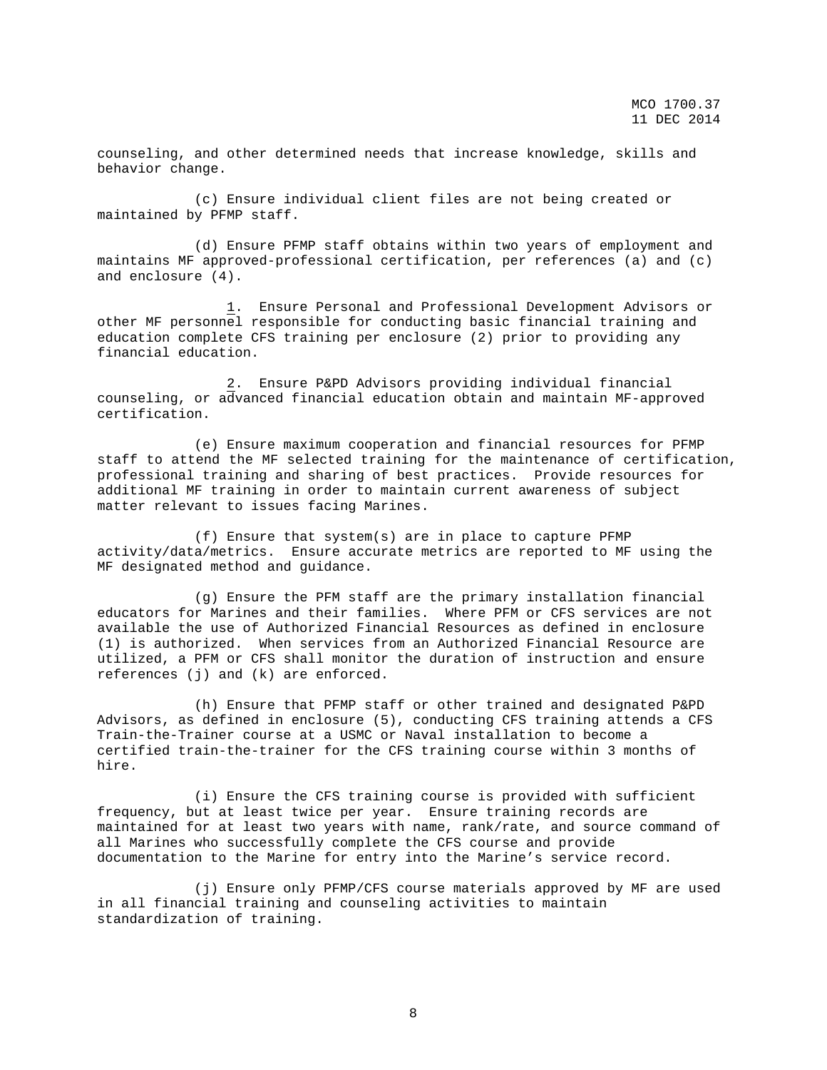counseling, and other determined needs that increase knowledge, skills and behavior change.

(c) Ensure individual client files are not being created or maintained by PFMP staff.

(d) Ensure PFMP staff obtains within two years of employment and maintains MF approved-professional certification, per references (a) and (c) and enclosure (4).

1. Ensure Personal and Professional Development Advisors or other MF personnel responsible for conducting basic financial training and education complete CFS training per enclosure (2) prior to providing any financial education.

2. Ensure P&PD Advisors providing individual financial counseling, or advanced financial education obtain and maintain MF-approved certification.

(e) Ensure maximum cooperation and financial resources for PFMP staff to attend the MF selected training for the maintenance of certification, professional training and sharing of best practices. Provide resources for additional MF training in order to maintain current awareness of subject matter relevant to issues facing Marines.

(f) Ensure that system(s) are in place to capture PFMP activity/data/metrics. Ensure accurate metrics are reported to MF using the MF designated method and guidance.

(g) Ensure the PFM staff are the primary installation financial educators for Marines and their families. Where PFM or CFS services are not available the use of Authorized Financial Resources as defined in enclosure (1) is authorized. When services from an Authorized Financial Resource are utilized, a PFM or CFS shall monitor the duration of instruction and ensure references (j) and (k) are enforced.

(h) Ensure that PFMP staff or other trained and designated P&PD Advisors, as defined in enclosure (5), conducting CFS training attends a CFS Train-the-Trainer course at a USMC or Naval installation to become a certified train-the-trainer for the CFS training course within 3 months of hire.

(i) Ensure the CFS training course is provided with sufficient frequency, but at least twice per year. Ensure training records are maintained for at least two years with name, rank/rate, and source command of all Marines who successfully complete the CFS course and provide documentation to the Marine for entry into the Marine's service record.

(j) Ensure only PFMP/CFS course materials approved by MF are used in all financial training and counseling activities to maintain standardization of training.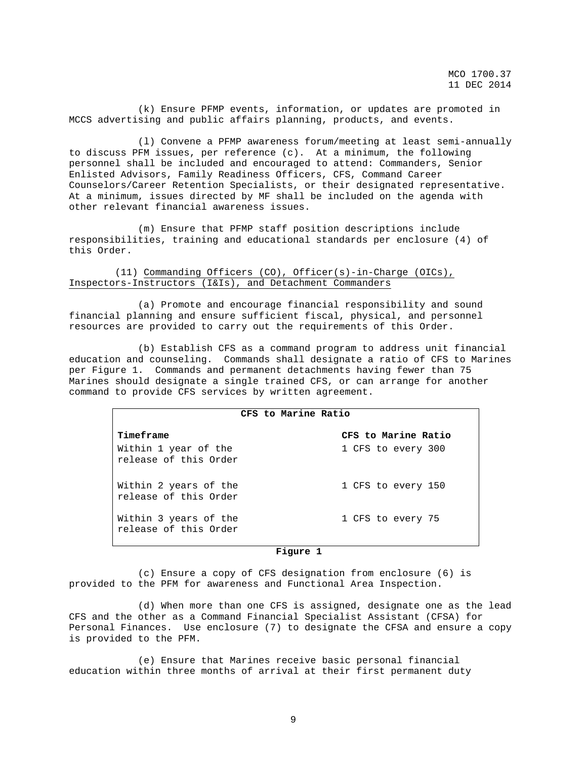(k) Ensure PFMP events, information, or updates are promoted in MCCS advertising and public affairs planning, products, and events.

(l) Convene a PFMP awareness forum/meeting at least semi-annually to discuss PFM issues, per reference (c). At a minimum, the following personnel shall be included and encouraged to attend: Commanders, Senior Enlisted Advisors, Family Readiness Officers, CFS, Command Career Counselors/Career Retention Specialists, or their designated representative. At a minimum, issues directed by MF shall be included on the agenda with other relevant financial awareness issues.

(m) Ensure that PFMP staff position descriptions include responsibilities, training and educational standards per enclosure (4) of this Order.

(11) Commanding Officers (CO), Officer(s)-in-Charge (OICs), Inspectors-Instructors (I&Is), and Detachment Commanders

(a) Promote and encourage financial responsibility and sound financial planning and ensure sufficient fiscal, physical, and personnel resources are provided to carry out the requirements of this Order.

(b) Establish CFS as a command program to address unit financial education and counseling. Commands shall designate a ratio of CFS to Marines per Figure 1. Commands and permanent detachments having fewer than 75 Marines should designate a single trained CFS, or can arrange for another command to provide CFS services by written agreement.

**CFS to Marine Ratio**

| Timeframe | CFS to Marine Ratio |
|---|---|
| Within 1 year of the release of this Order | 1 CFS to every 300 |
| Within 2 years of the release of this Order | 1 CFS to every 150 |
| Within 3 years of the release of this Order | 1 CFS to every 75 |

**Figure 1**

(c) Ensure a copy of CFS designation from enclosure (6) is provided to the PFM for awareness and Functional Area Inspection.

(d) When more than one CFS is assigned, designate one as the lead CFS and the other as a Command Financial Specialist Assistant (CFSA) for Personal Finances. Use enclosure (7) to designate the CFSA and ensure a copy is provided to the PFM.

(e) Ensure that Marines receive basic personal financial education within three months of arrival at their first permanent duty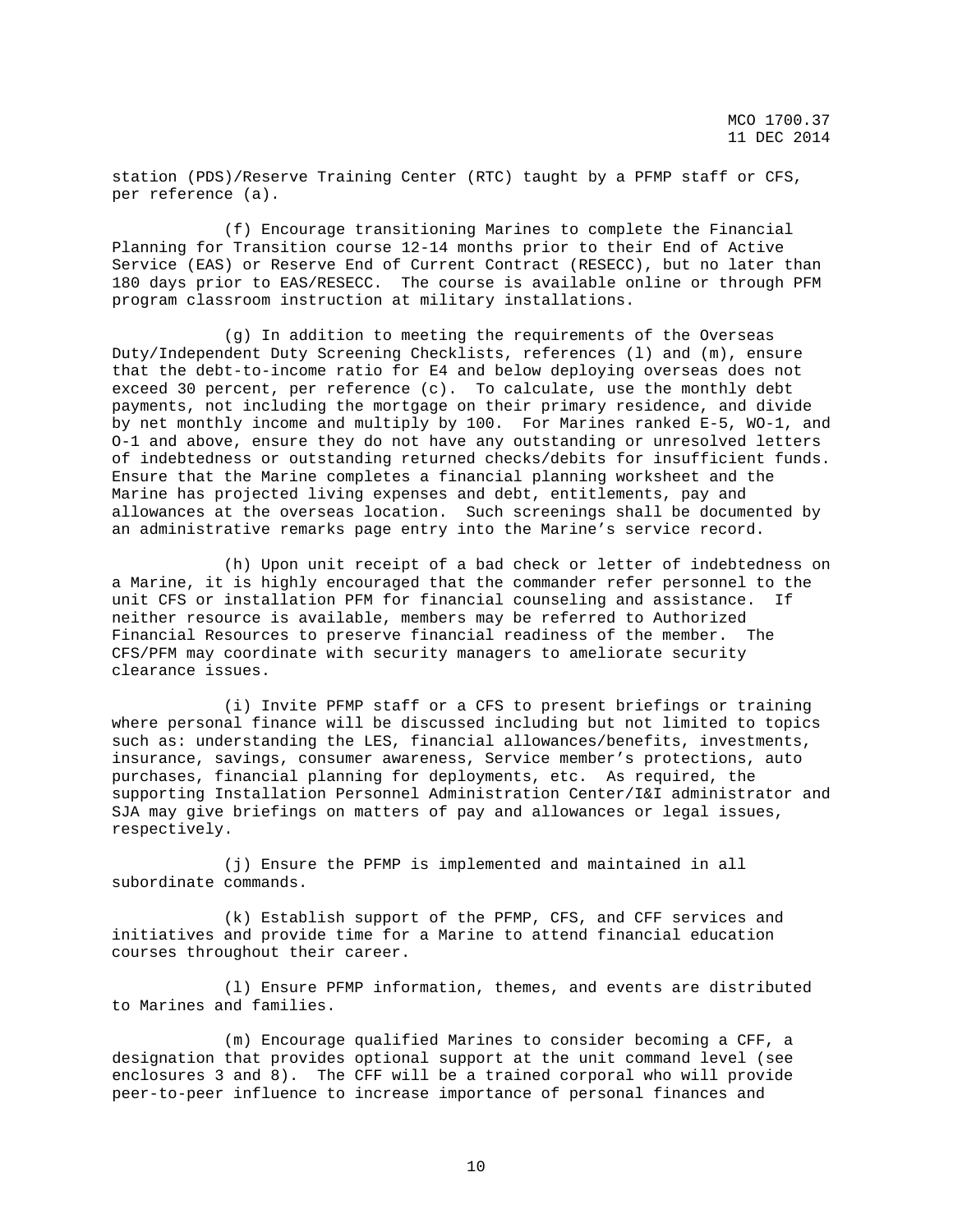station (PDS)/Reserve Training Center (RTC) taught by a PFMP staff or CFS, per reference (a).

(f) Encourage transitioning Marines to complete the Financial Planning for Transition course 12-14 months prior to their End of Active Service (EAS) or Reserve End of Current Contract (RESECC), but no later than 180 days prior to EAS/RESECC. The course is available online or through PFM program classroom instruction at military installations.

(g) In addition to meeting the requirements of the Overseas Duty/Independent Duty Screening Checklists, references (l) and (m), ensure that the debt-to-income ratio for E4 and below deploying overseas does not exceed 30 percent, per reference (c). To calculate, use the monthly debt payments, not including the mortgage on their primary residence, and divide by net monthly income and multiply by 100. For Marines ranked E-5, WO-1, and O-1 and above, ensure they do not have any outstanding or unresolved letters of indebtedness or outstanding returned checks/debits for insufficient funds. Ensure that the Marine completes a financial planning worksheet and the Marine has projected living expenses and debt, entitlements, pay and allowances at the overseas location. Such screenings shall be documented by an administrative remarks page entry into the Marine's service record.

(h) Upon unit receipt of a bad check or letter of indebtedness on a Marine, it is highly encouraged that the commander refer personnel to the unit CFS or installation PFM for financial counseling and assistance. If neither resource is available, members may be referred to Authorized Financial Resources to preserve financial readiness of the member. The CFS/PFM may coordinate with security managers to ameliorate security clearance issues.

(i) Invite PFMP staff or a CFS to present briefings or training where personal finance will be discussed including but not limited to topics such as: understanding the LES, financial allowances/benefits, investments, insurance, savings, consumer awareness, Service member's protections, auto purchases, financial planning for deployments, etc. As required, the supporting Installation Personnel Administration Center/I&I administrator and SJA may give briefings on matters of pay and allowances or legal issues, respectively.

(j) Ensure the PFMP is implemented and maintained in all subordinate commands.

(k) Establish support of the PFMP, CFS, and CFF services and initiatives and provide time for a Marine to attend financial education courses throughout their career.

(l) Ensure PFMP information, themes, and events are distributed to Marines and families.

(m) Encourage qualified Marines to consider becoming a CFF, a designation that provides optional support at the unit command level (see enclosures 3 and 8). The CFF will be a trained corporal who will provide peer-to-peer influence to increase importance of personal finances and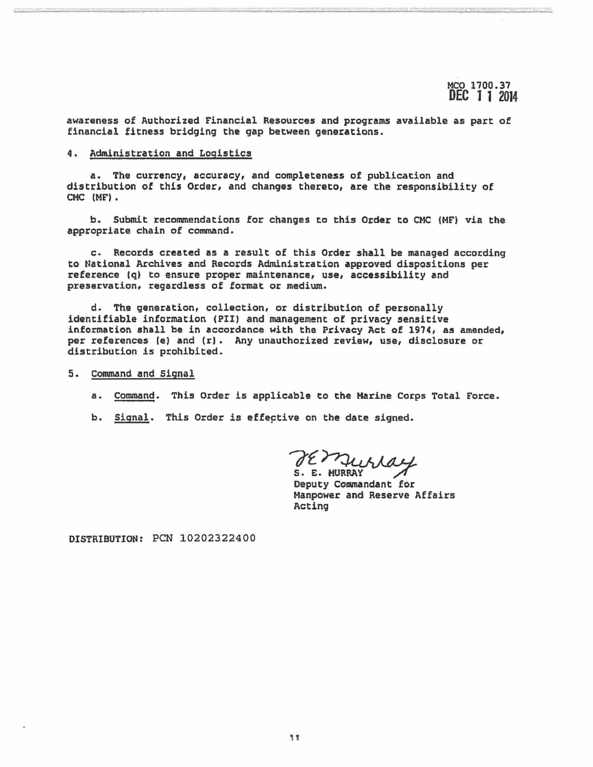awareness of Authorized Financial Resources and programs available as part of financial fitness bridging the gap between generations.

4. Administration and Logistics

a. The currency, accuracy, and completeness of publication and distribution of this Order, and changes thereto, are the responsibility of CMC (MF).

b. Submit recommendations for changes to this Order to CMC (MF) via the appropriate chain of command.

c. Records created as a result of this Order shall be managed according to National Archives and Records Administration approved dispositions per reference (q) to ensure proper maintenance, use, accessibility and preservation, regardless of format or medium.

d. The generation, collection, or distribution of personally identifiable information (PII) and management of privacy sensitive information shall be in accordance with the Privacy Act of 1974, as amended, per references (e) and (r). Any unauthorized review, use, disclosure or distribution is prohibited.

5. Command and Signal

a. Command. This Order is applicable to the Marine Corps Total Force.

b. Signal. This Order is effective on the date signed.

S. E. MURRAY
Deputy Commandant for
Manpower and Reserve Affairs
Acting

DISTRIBUTION: PCN 10202322400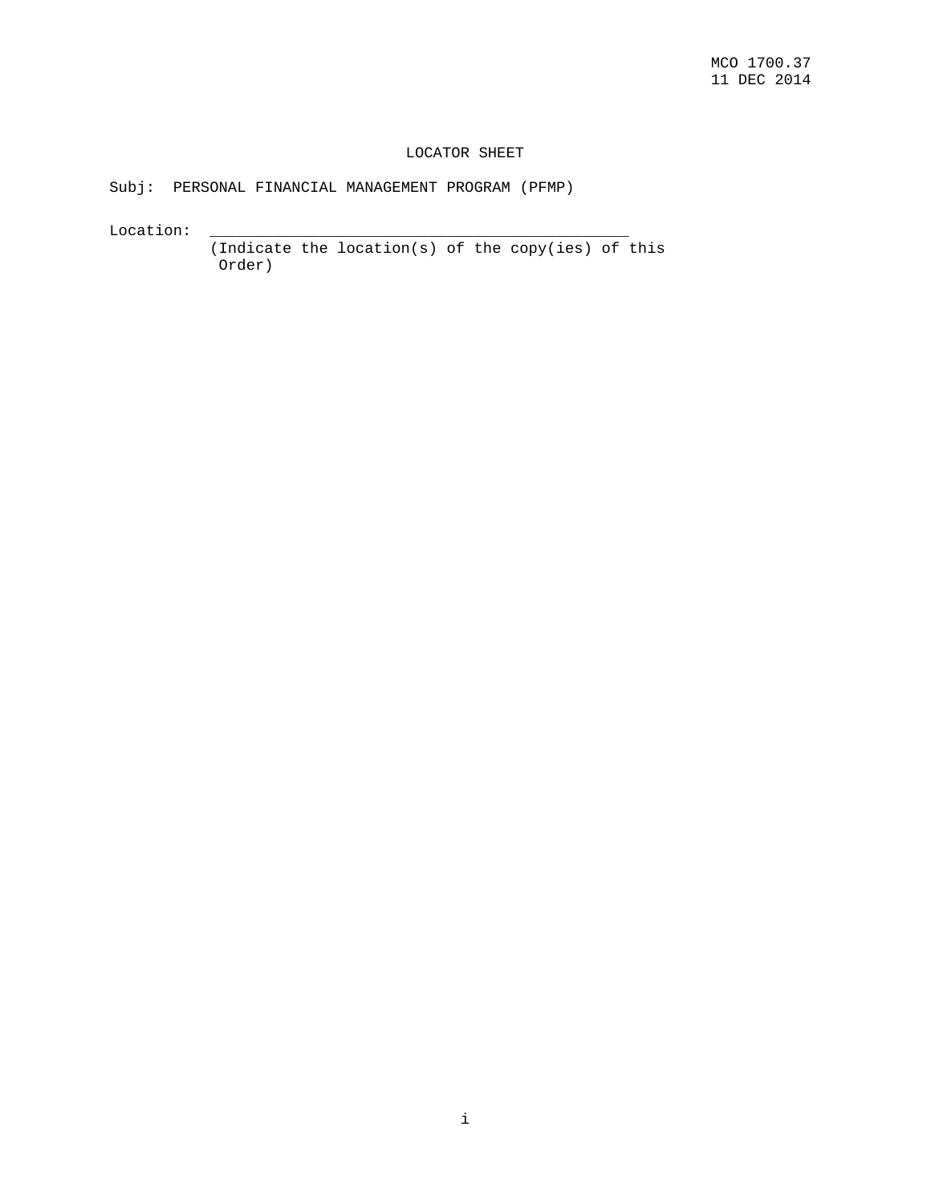MCO 1700.37
11 DEC 2014

# LOCATOR SHEET

Subj: PERSONAL FINANCIAL MANAGEMENT PROGRAM (PFMP)

Location: _______________________________________________
(Indicate the location(s) of the copy(ies) of this Order)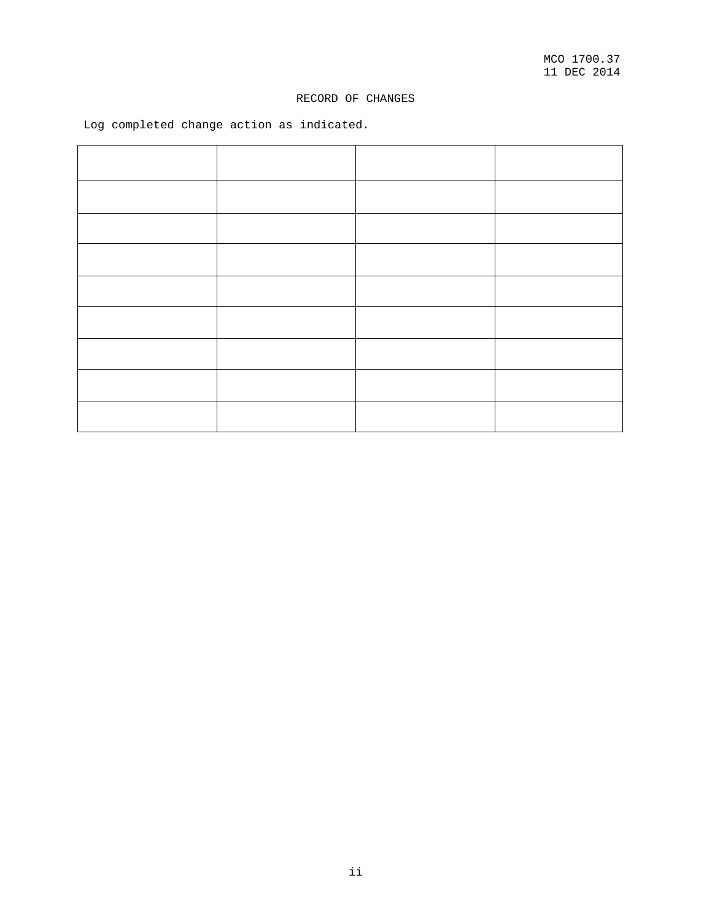RECORD OF CHANGES

Log completed change action as indicated.

| | | | |
|---|---|---|---|
| | | | |
| | | | |
| | | | |
| | | | |
| | | | |
| | | | |
| | | | |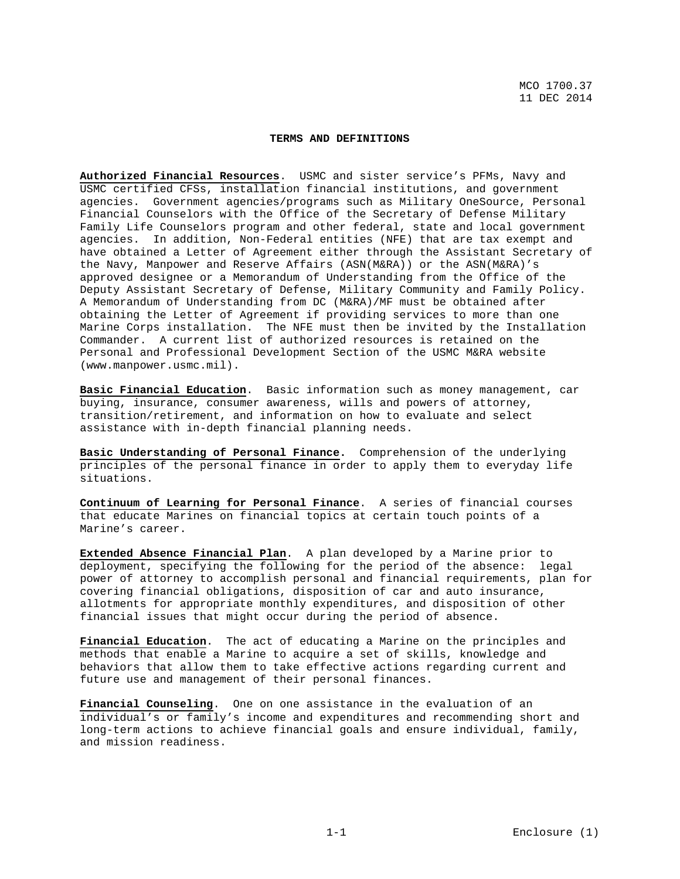## TERMS AND DEFINITIONS

**Authorized Financial Resources**. USMC and sister service's PFMs, Navy and USMC certified CFSs, installation financial institutions, and government agencies. Government agencies/programs such as Military OneSource, Personal Financial Counselors with the Office of the Secretary of Defense Military Family Life Counselors program and other federal, state and local government agencies. In addition, Non-Federal entities (NFE) that are tax exempt and have obtained a Letter of Agreement either through the Assistant Secretary of the Navy, Manpower and Reserve Affairs (ASN(M&RA)) or the ASN(M&RA)'s approved designee or a Memorandum of Understanding from the Office of the Deputy Assistant Secretary of Defense, Military Community and Family Policy. A Memorandum of Understanding from DC (M&RA)/MF must be obtained after obtaining the Letter of Agreement if providing services to more than one Marine Corps installation. The NFE must then be invited by the Installation Commander. A current list of authorized resources is retained on the Personal and Professional Development Section of the USMC M&RA website (www.manpower.usmc.mil).

**Basic Financial Education**. Basic information such as money management, car buying, insurance, consumer awareness, wills and powers of attorney, transition/retirement, and information on how to evaluate and select assistance with in-depth financial planning needs.

**Basic Understanding of Personal Finance.** Comprehension of the underlying principles of the personal finance in order to apply them to everyday life situations.

**Continuum of Learning for Personal Finance**. A series of financial courses that educate Marines on financial topics at certain touch points of a Marine's career.

**Extended Absence Financial Plan**. A plan developed by a Marine prior to deployment, specifying the following for the period of the absence: legal power of attorney to accomplish personal and financial requirements, plan for covering financial obligations, disposition of car and auto insurance, allotments for appropriate monthly expenditures, and disposition of other financial issues that might occur during the period of absence.

**Financial Education**. The act of educating a Marine on the principles and methods that enable a Marine to acquire a set of skills, knowledge and behaviors that allow them to take effective actions regarding current and future use and management of their personal finances.

**Financial Counseling**. One on one assistance in the evaluation of an individual's or family's income and expenditures and recommending short and long-term actions to achieve financial goals and ensure individual, family, and mission readiness.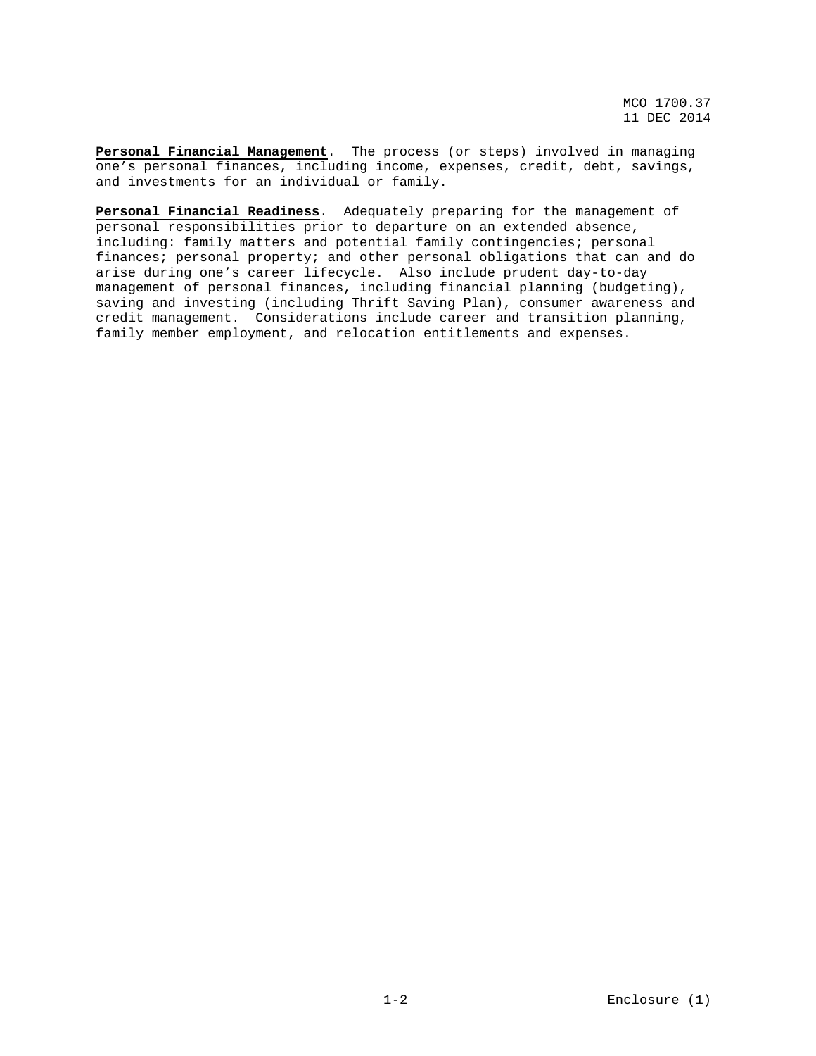**Personal Financial Management**. The process (or steps) involved in managing one's personal finances, including income, expenses, credit, debt, savings, and investments for an individual or family.

**Personal Financial Readiness**. Adequately preparing for the management of personal responsibilities prior to departure on an extended absence, including: family matters and potential family contingencies; personal finances; personal property; and other personal obligations that can and do arise during one's career lifecycle. Also include prudent day-to-day management of personal finances, including financial planning (budgeting), saving and investing (including Thrift Saving Plan), consumer awareness and credit management. Considerations include career and transition planning, family member employment, and relocation entitlements and expenses.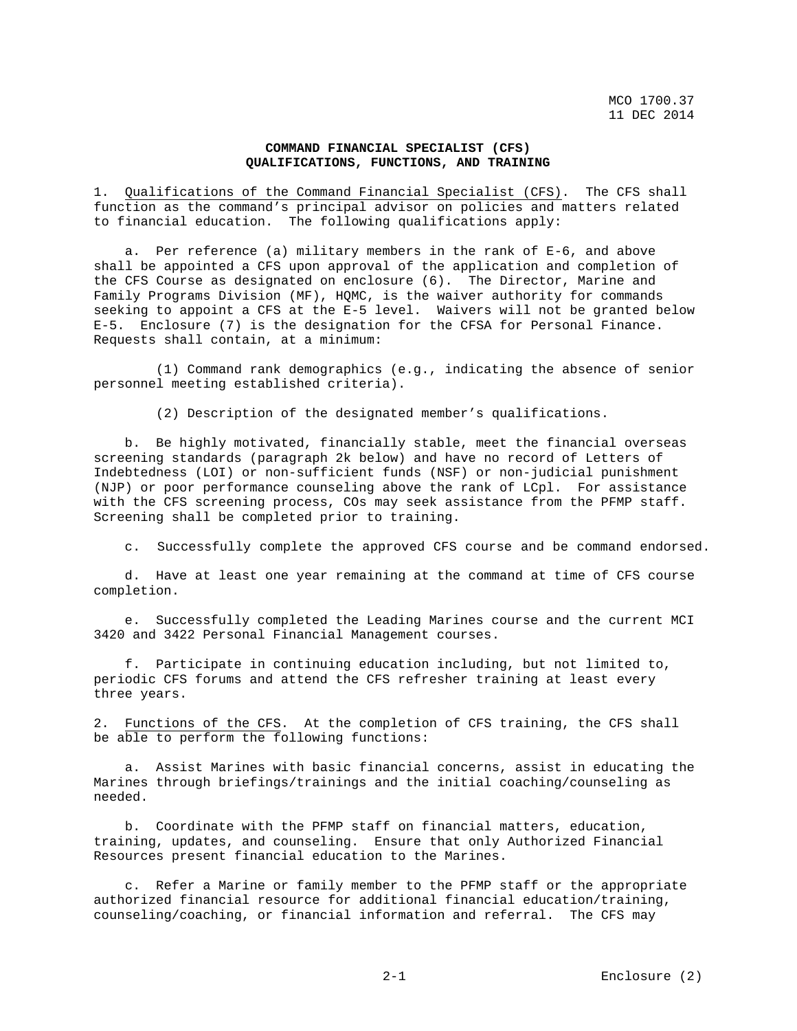**COMMAND FINANCIAL SPECIALIST (CFS)**
**QUALIFICATIONS, FUNCTIONS, AND TRAINING**

1. Qualifications of the Command Financial Specialist (CFS). The CFS shall function as the command's principal advisor on policies and matters related to financial education. The following qualifications apply:

a. Per reference (a) military members in the rank of E-6, and above shall be appointed a CFS upon approval of the application and completion of the CFS Course as designated on enclosure (6). The Director, Marine and Family Programs Division (MF), HQMC, is the waiver authority for commands seeking to appoint a CFS at the E-5 level. Waivers will not be granted below E-5. Enclosure (7) is the designation for the CFSA for Personal Finance. Requests shall contain, at a minimum:

(1) Command rank demographics (e.g., indicating the absence of senior personnel meeting established criteria).

(2) Description of the designated member's qualifications.

b. Be highly motivated, financially stable, meet the financial overseas screening standards (paragraph 2k below) and have no record of Letters of Indebtedness (LOI) or non-sufficient funds (NSF) or non-judicial punishment (NJP) or poor performance counseling above the rank of LCpl. For assistance with the CFS screening process, COs may seek assistance from the PFMP staff. Screening shall be completed prior to training.

c. Successfully complete the approved CFS course and be command endorsed.

d. Have at least one year remaining at the command at time of CFS course completion.

e. Successfully completed the Leading Marines course and the current MCI 3420 and 3422 Personal Financial Management courses.

f. Participate in continuing education including, but not limited to, periodic CFS forums and attend the CFS refresher training at least every three years.

2. Functions of the CFS. At the completion of CFS training, the CFS shall be able to perform the following functions:

a. Assist Marines with basic financial concerns, assist in educating the Marines through briefings/trainings and the initial coaching/counseling as needed.

b. Coordinate with the PFMP staff on financial matters, education, training, updates, and counseling. Ensure that only Authorized Financial Resources present financial education to the Marines.

c. Refer a Marine or family member to the PFMP staff or the appropriate authorized financial resource for additional financial education/training, counseling/coaching, or financial information and referral. The CFS may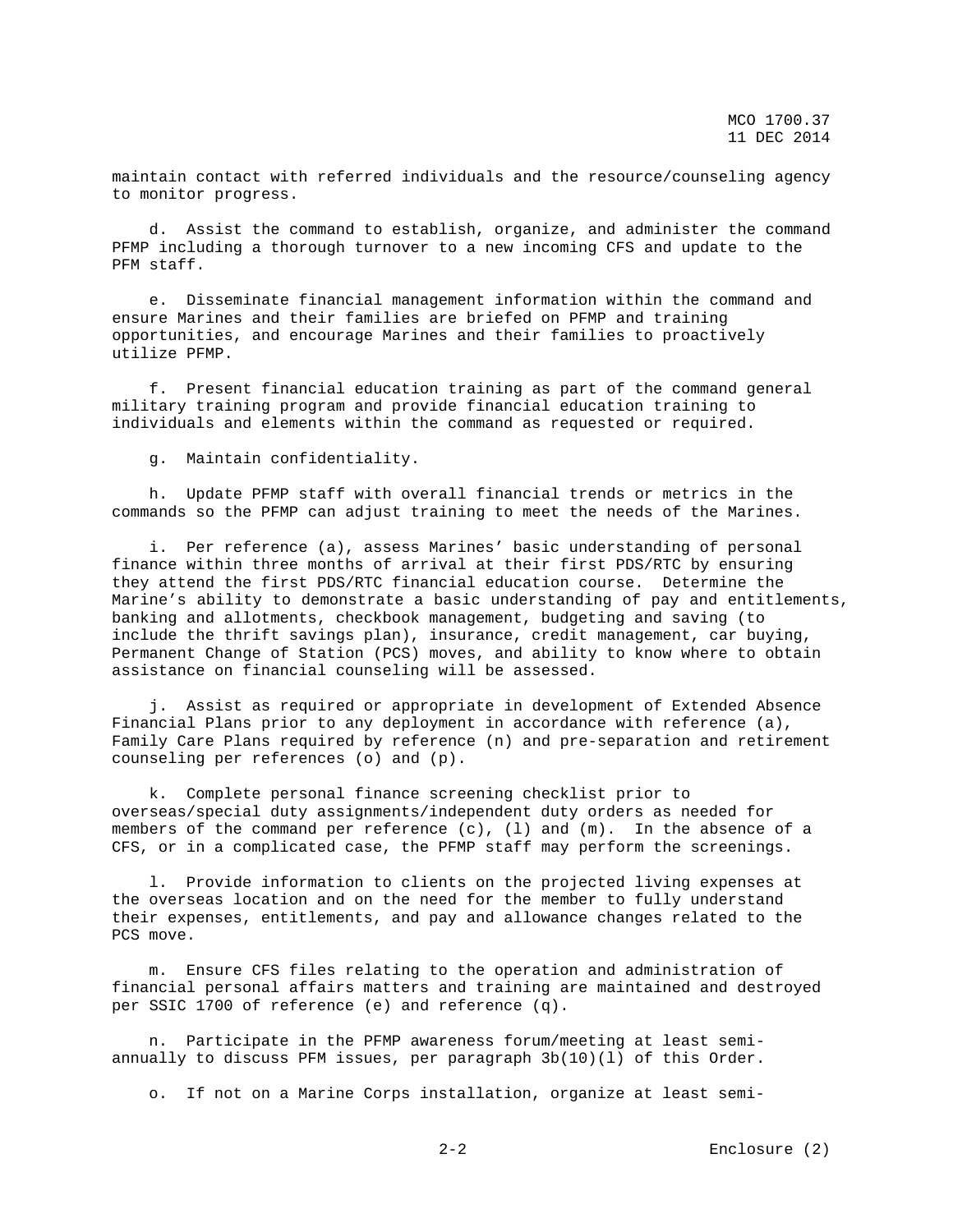maintain contact with referred individuals and the resource/counseling agency to monitor progress.

d. Assist the command to establish, organize, and administer the command PFMP including a thorough turnover to a new incoming CFS and update to the PFM staff.

e. Disseminate financial management information within the command and ensure Marines and their families are briefed on PFMP and training opportunities, and encourage Marines and their families to proactively utilize PFMP.

f. Present financial education training as part of the command general military training program and provide financial education training to individuals and elements within the command as requested or required.

g. Maintain confidentiality.

h. Update PFMP staff with overall financial trends or metrics in the commands so the PFMP can adjust training to meet the needs of the Marines.

i. Per reference (a), assess Marines' basic understanding of personal finance within three months of arrival at their first PDS/RTC by ensuring they attend the first PDS/RTC financial education course. Determine the Marine's ability to demonstrate a basic understanding of pay and entitlements, banking and allotments, checkbook management, budgeting and saving (to include the thrift savings plan), insurance, credit management, car buying, Permanent Change of Station (PCS) moves, and ability to know where to obtain assistance on financial counseling will be assessed.

j. Assist as required or appropriate in development of Extended Absence Financial Plans prior to any deployment in accordance with reference (a), Family Care Plans required by reference (n) and pre-separation and retirement counseling per references (o) and (p).

k. Complete personal finance screening checklist prior to overseas/special duty assignments/independent duty orders as needed for members of the command per reference (c), (l) and (m). In the absence of a CFS, or in a complicated case, the PFMP staff may perform the screenings.

l. Provide information to clients on the projected living expenses at the overseas location and on the need for the member to fully understand their expenses, entitlements, and pay and allowance changes related to the PCS move.

m. Ensure CFS files relating to the operation and administration of financial personal affairs matters and training are maintained and destroyed per SSIC 1700 of reference (e) and reference (q).

n. Participate in the PFMP awareness forum/meeting at least semi-annually to discuss PFM issues, per paragraph 3b(10)(l) of this Order.

o. If not on a Marine Corps installation, organize at least semi-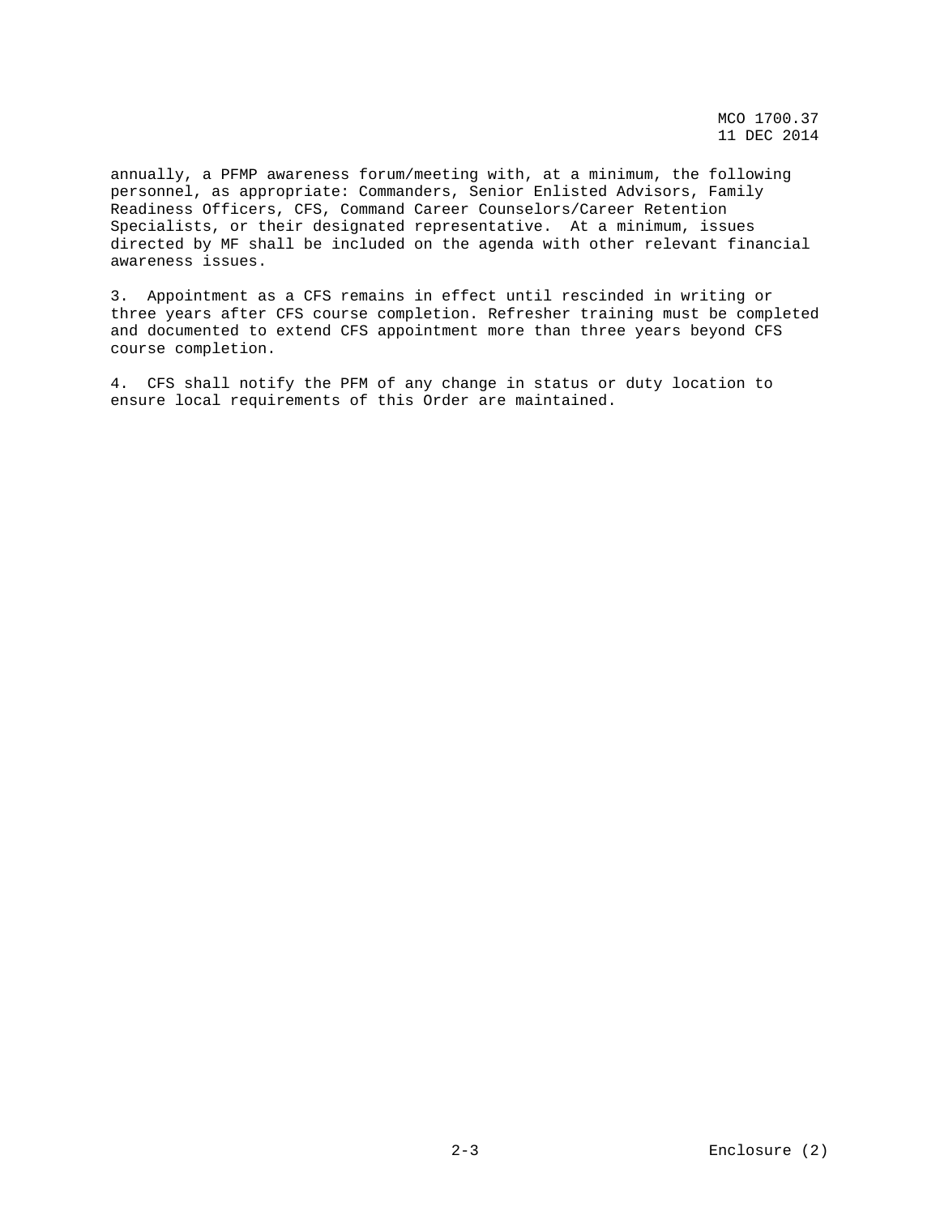annually, a PFMP awareness forum/meeting with, at a minimum, the following personnel, as appropriate: Commanders, Senior Enlisted Advisors, Family Readiness Officers, CFS, Command Career Counselors/Career Retention Specialists, or their designated representative. At a minimum, issues directed by MF shall be included on the agenda with other relevant financial awareness issues.

3. Appointment as a CFS remains in effect until rescinded in writing or three years after CFS course completion. Refresher training must be completed and documented to extend CFS appointment more than three years beyond CFS course completion.

4. CFS shall notify the PFM of any change in status or duty location to ensure local requirements of this Order are maintained.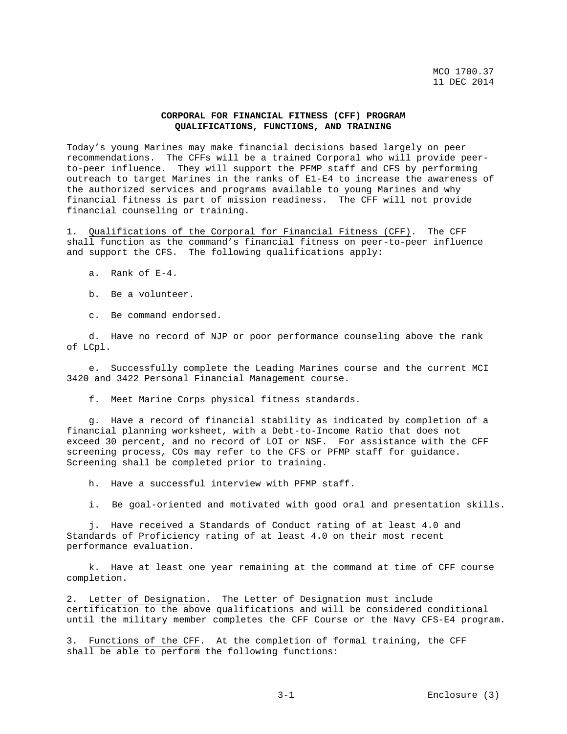**CORPORAL FOR FINANCIAL FITNESS (CFF) PROGRAM**
**QUALIFICATIONS, FUNCTIONS, AND TRAINING**

Today's young Marines may make financial decisions based largely on peer recommendations. The CFFs will be a trained Corporal who will provide peer-to-peer influence. They will support the PFMP staff and CFS by performing outreach to target Marines in the ranks of E1-E4 to increase the awareness of the authorized services and programs available to young Marines and why financial fitness is part of mission readiness. The CFF will not provide financial counseling or training.

1. Qualifications of the Corporal for Financial Fitness (CFF). The CFF shall function as the command's financial fitness on peer-to-peer influence and support the CFS. The following qualifications apply:

   a. Rank of E-4.

   b. Be a volunteer.

   c. Be command endorsed.

   d. Have no record of NJP or poor performance counseling above the rank of LCpl.

   e. Successfully complete the Leading Marines course and the current MCI 3420 and 3422 Personal Financial Management course.

   f. Meet Marine Corps physical fitness standards.

   g. Have a record of financial stability as indicated by completion of a financial planning worksheet, with a Debt-to-Income Ratio that does not exceed 30 percent, and no record of LOI or NSF. For assistance with the CFF screening process, COs may refer to the CFS or PFMP staff for guidance. Screening shall be completed prior to training.

   h. Have a successful interview with PFMP staff.

   i. Be goal-oriented and motivated with good oral and presentation skills.

   j. Have received a Standards of Conduct rating of at least 4.0 and Standards of Proficiency rating of at least 4.0 on their most recent performance evaluation.

   k. Have at least one year remaining at the command at time of CFF course completion.

2. Letter of Designation. The Letter of Designation must include certification to the above qualifications and will be considered conditional until the military member completes the CFF Course or the Navy CFS-E4 program.

3. Functions of the CFF. At the completion of formal training, the CFF shall be able to perform the following functions: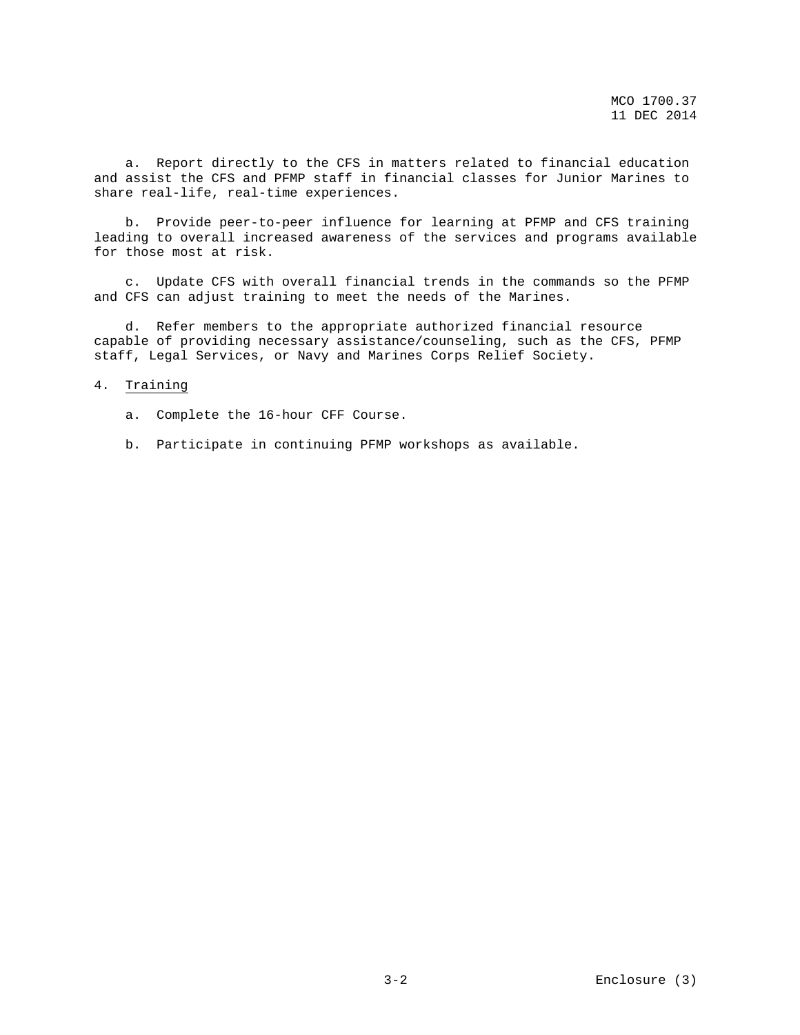a. Report directly to the CFS in matters related to financial education and assist the CFS and PFMP staff in financial classes for Junior Marines to share real-life, real-time experiences.

b. Provide peer-to-peer influence for learning at PFMP and CFS training leading to overall increased awareness of the services and programs available for those most at risk.

c. Update CFS with overall financial trends in the commands so the PFMP and CFS can adjust training to meet the needs of the Marines.

d. Refer members to the appropriate authorized financial resource capable of providing necessary assistance/counseling, such as the CFS, PFMP staff, Legal Services, or Navy and Marines Corps Relief Society.

4. Training

a. Complete the 16-hour CFF Course.

b. Participate in continuing PFMP workshops as available.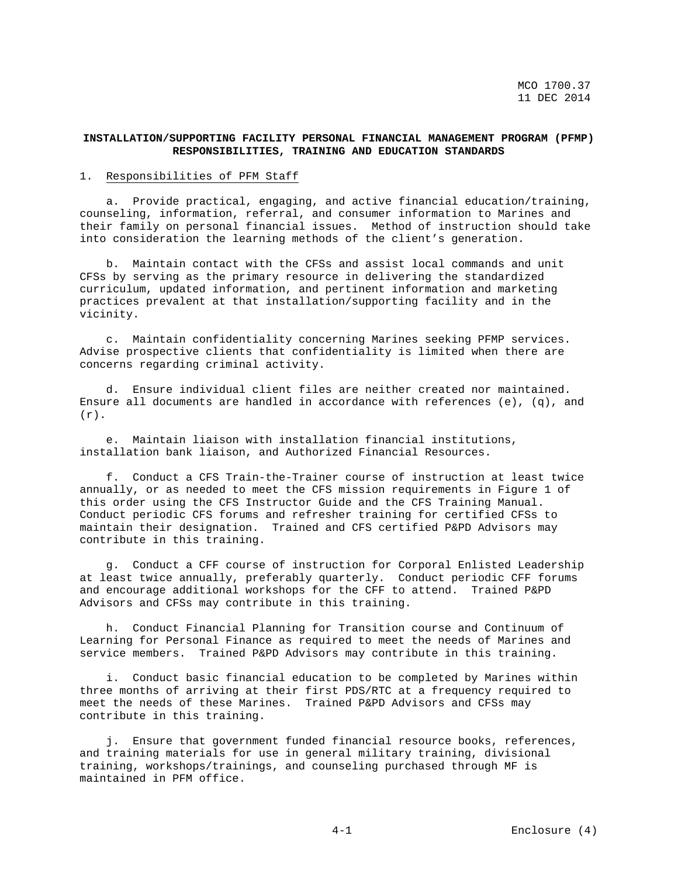**INSTALLATION/SUPPORTING FACILITY PERSONAL FINANCIAL MANAGEMENT PROGRAM (PFMP) RESPONSIBILITIES, TRAINING AND EDUCATION STANDARDS**

1. Responsibilities of PFM Staff

a. Provide practical, engaging, and active financial education/training, counseling, information, referral, and consumer information to Marines and their family on personal financial issues. Method of instruction should take into consideration the learning methods of the client's generation.

b. Maintain contact with the CFSs and assist local commands and unit CFSs by serving as the primary resource in delivering the standardized curriculum, updated information, and pertinent information and marketing practices prevalent at that installation/supporting facility and in the vicinity.

c. Maintain confidentiality concerning Marines seeking PFMP services. Advise prospective clients that confidentiality is limited when there are concerns regarding criminal activity.

d. Ensure individual client files are neither created nor maintained. Ensure all documents are handled in accordance with references (e), (q), and (r).

e. Maintain liaison with installation financial institutions, installation bank liaison, and Authorized Financial Resources.

f. Conduct a CFS Train-the-Trainer course of instruction at least twice annually, or as needed to meet the CFS mission requirements in Figure 1 of this order using the CFS Instructor Guide and the CFS Training Manual. Conduct periodic CFS forums and refresher training for certified CFSs to maintain their designation. Trained and CFS certified P&PD Advisors may contribute in this training.

g. Conduct a CFF course of instruction for Corporal Enlisted Leadership at least twice annually, preferably quarterly. Conduct periodic CFF forums and encourage additional workshops for the CFF to attend. Trained P&PD Advisors and CFSs may contribute in this training.

h. Conduct Financial Planning for Transition course and Continuum of Learning for Personal Finance as required to meet the needs of Marines and service members. Trained P&PD Advisors may contribute in this training.

i. Conduct basic financial education to be completed by Marines within three months of arriving at their first PDS/RTC at a frequency required to meet the needs of these Marines. Trained P&PD Advisors and CFSs may contribute in this training.

j. Ensure that government funded financial resource books, references, and training materials for use in general military training, divisional training, workshops/trainings, and counseling purchased through MF is maintained in PFM office.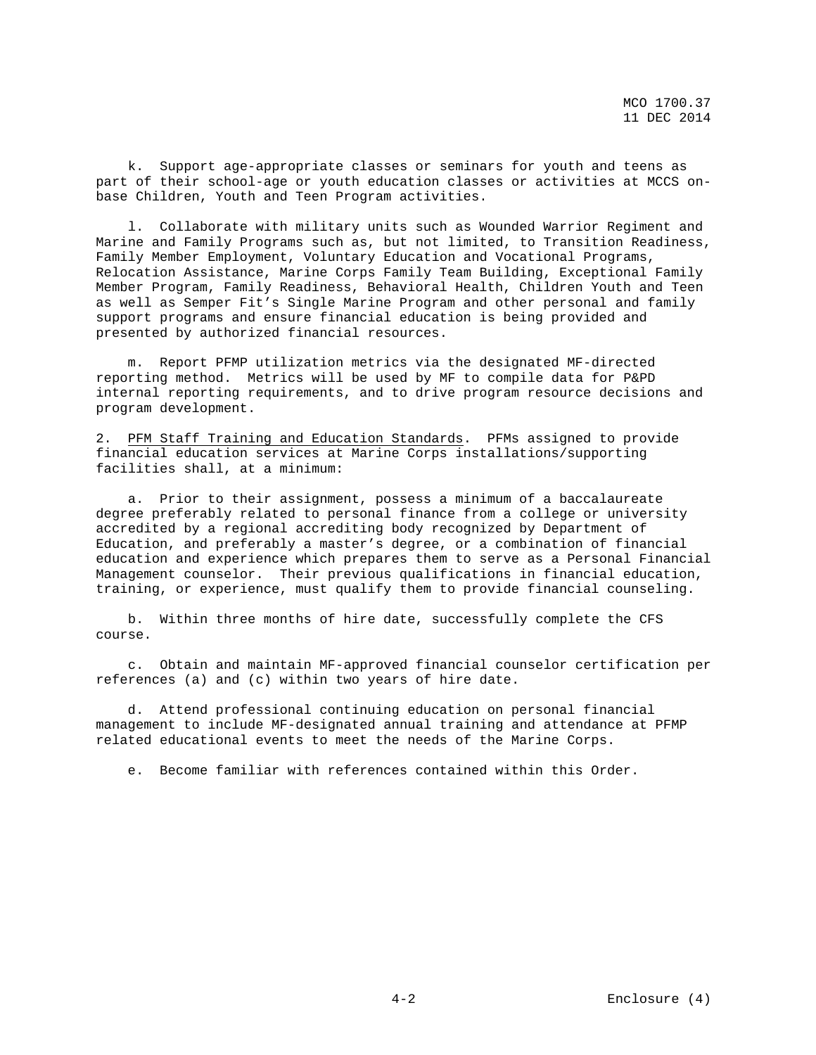k. Support age-appropriate classes or seminars for youth and teens as part of their school-age or youth education classes or activities at MCCS on-base Children, Youth and Teen Program activities.

l. Collaborate with military units such as Wounded Warrior Regiment and Marine and Family Programs such as, but not limited, to Transition Readiness, Family Member Employment, Voluntary Education and Vocational Programs, Relocation Assistance, Marine Corps Family Team Building, Exceptional Family Member Program, Family Readiness, Behavioral Health, Children Youth and Teen as well as Semper Fit's Single Marine Program and other personal and family support programs and ensure financial education is being provided and presented by authorized financial resources.

m. Report PFMP utilization metrics via the designated MF-directed reporting method. Metrics will be used by MF to compile data for P&PD internal reporting requirements, and to drive program resource decisions and program development.

2. PFM Staff Training and Education Standards. PFMs assigned to provide financial education services at Marine Corps installations/supporting facilities shall, at a minimum:

a. Prior to their assignment, possess a minimum of a baccalaureate degree preferably related to personal finance from a college or university accredited by a regional accrediting body recognized by Department of Education, and preferably a master's degree, or a combination of financial education and experience which prepares them to serve as a Personal Financial Management counselor. Their previous qualifications in financial education, training, or experience, must qualify them to provide financial counseling.

b. Within three months of hire date, successfully complete the CFS course.

c. Obtain and maintain MF-approved financial counselor certification per references (a) and (c) within two years of hire date.

d. Attend professional continuing education on personal financial management to include MF-designated annual training and attendance at PFMP related educational events to meet the needs of the Marine Corps.

e. Become familiar with references contained within this Order.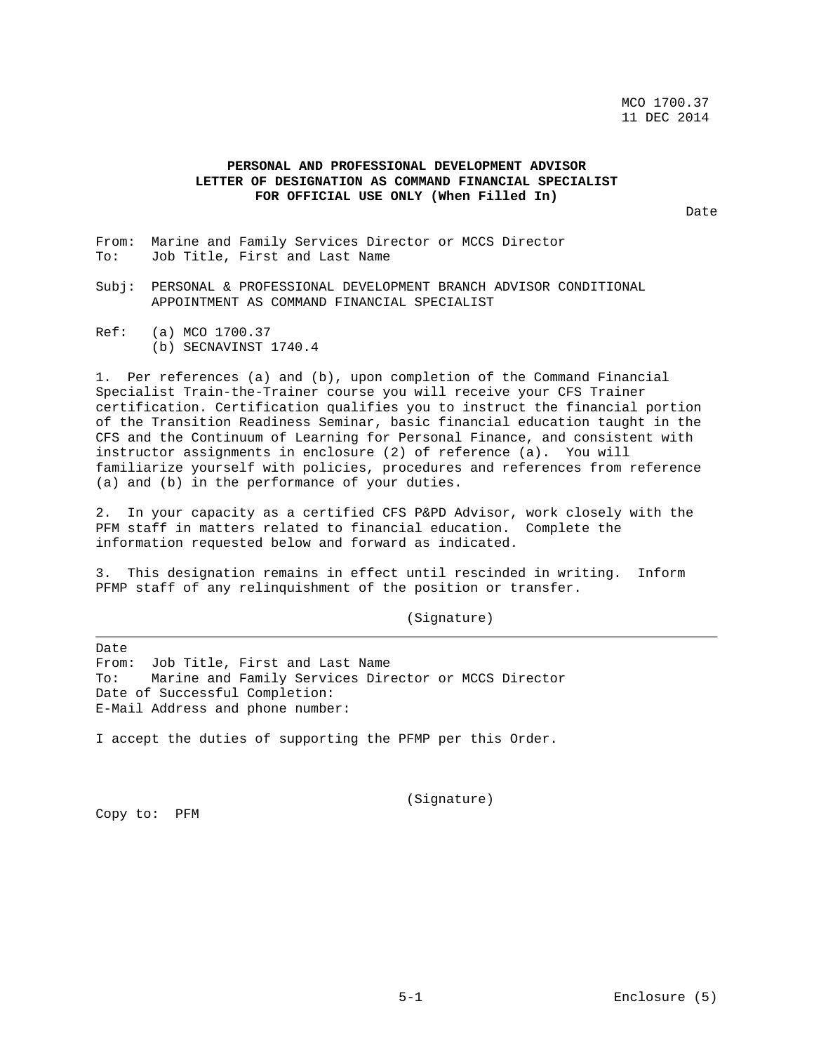MCO 1700.37
11 DEC 2014

**PERSONAL AND PROFESSIONAL DEVELOPMENT ADVISOR**
**LETTER OF DESIGNATION AS COMMAND FINANCIAL SPECIALIST**
**FOR OFFICIAL USE ONLY (When Filled In)**

Date

From: Marine and Family Services Director or MCCS Director
To: Job Title, First and Last Name

Subj: PERSONAL & PROFESSIONAL DEVELOPMENT BRANCH ADVISOR CONDITIONAL APPOINTMENT AS COMMAND FINANCIAL SPECIALIST

Ref: (a) MCO 1700.37
(b) SECNAVINST 1740.4

1. Per references (a) and (b), upon completion of the Command Financial Specialist Train-the-Trainer course you will receive your CFS Trainer certification. Certification qualifies you to instruct the financial portion of the Transition Readiness Seminar, basic financial education taught in the CFS and the Continuum of Learning for Personal Finance, and consistent with instructor assignments in enclosure (2) of reference (a). You will familiarize yourself with policies, procedures and references from reference (a) and (b) in the performance of your duties.

2. In your capacity as a certified CFS P&PD Advisor, work closely with the PFM staff in matters related to financial education. Complete the information requested below and forward as indicated.

3. This designation remains in effect until rescinded in writing. Inform PFMP staff of any relinquishment of the position or transfer.

(Signature)

---

Date
From: Job Title, First and Last Name
To: Marine and Family Services Director or MCCS Director
Date of Successful Completion:
E-Mail Address and phone number:

I accept the duties of supporting the PFMP per this Order.

(Signature)

Copy to: PFM

Enclosure (5)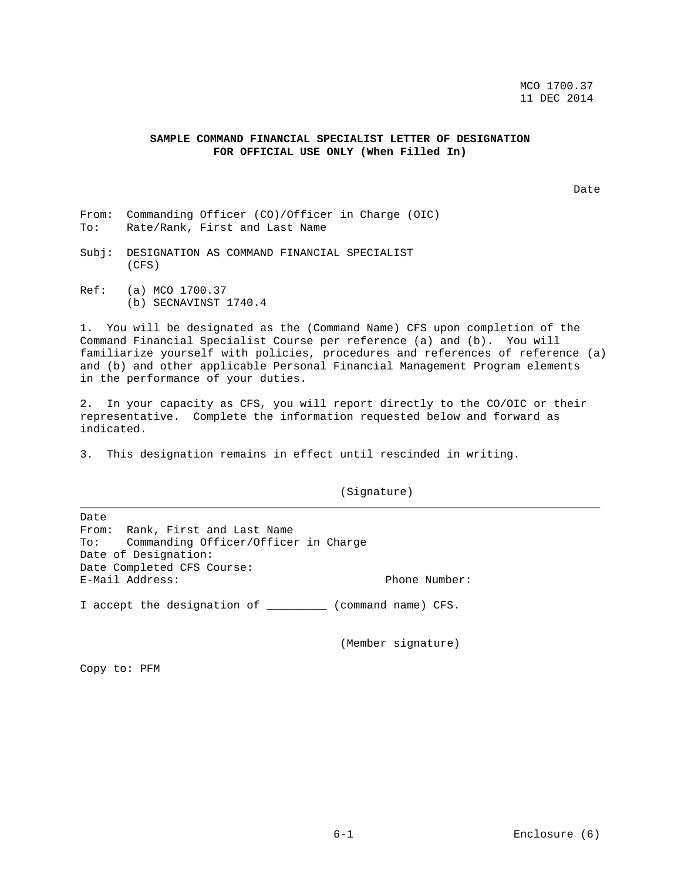**SAMPLE COMMAND FINANCIAL SPECIALIST LETTER OF DESIGNATION**
**FOR OFFICIAL USE ONLY (When Filled In)**

Date

From: Commanding Officer (CO)/Officer in Charge (OIC)
To: Rate/Rank, First and Last Name

Subj: DESIGNATION AS COMMAND FINANCIAL SPECIALIST (CFS)

Ref: (a) MCO 1700.37
(b) SECNAVINST 1740.4

1. You will be designated as the (Command Name) CFS upon completion of the Command Financial Specialist Course per reference (a) and (b). You will familiarize yourself with policies, procedures and references of reference (a) and (b) and other applicable Personal Financial Management Program elements in the performance of your duties.

2. In your capacity as CFS, you will report directly to the CO/OIC or their representative. Complete the information requested below and forward as indicated.

3. This designation remains in effect until rescinded in writing.

(Signature)

---

Date
From: Rank, First and Last Name
To: Commanding Officer/Officer in Charge
Date of Designation:
Date Completed CFS Course:
E-Mail Address: Phone Number:

I accept the designation of _________ (command name) CFS.

(Member signature)

Copy to: PFM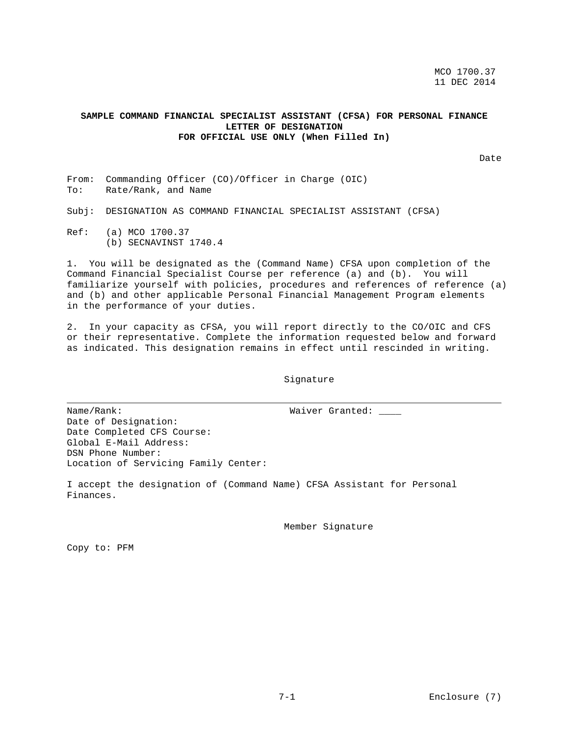MCO 1700.37
11 DEC 2014

**SAMPLE COMMAND FINANCIAL SPECIALIST ASSISTANT (CFSA) FOR PERSONAL FINANCE LETTER OF DESIGNATION**
**FOR OFFICIAL USE ONLY (When Filled In)**

Date

From: Commanding Officer (CO)/Officer in Charge (OIC)
To: Rate/Rank, and Name

Subj: DESIGNATION AS COMMAND FINANCIAL SPECIALIST ASSISTANT (CFSA)

Ref: (a) MCO 1700.37
(b) SECNAVINST 1740.4

1. You will be designated as the (Command Name) CFSA upon completion of the Command Financial Specialist Course per reference (a) and (b). You will familiarize yourself with policies, procedures and references of reference (a) and (b) and other applicable Personal Financial Management Program elements in the performance of your duties.

2. In your capacity as CFSA, you will report directly to the CO/OIC and CFS or their representative. Complete the information requested below and forward as indicated. This designation remains in effect until rescinded in writing.

Signature

---

Name/Rank: Waiver Granted: ____
Date of Designation:
Date Completed CFS Course:
Global E-Mail Address:
DSN Phone Number:
Location of Servicing Family Center:

I accept the designation of (Command Name) CFSA Assistant for Personal Finances.

Member Signature

Copy to: PFM

Enclosure (7)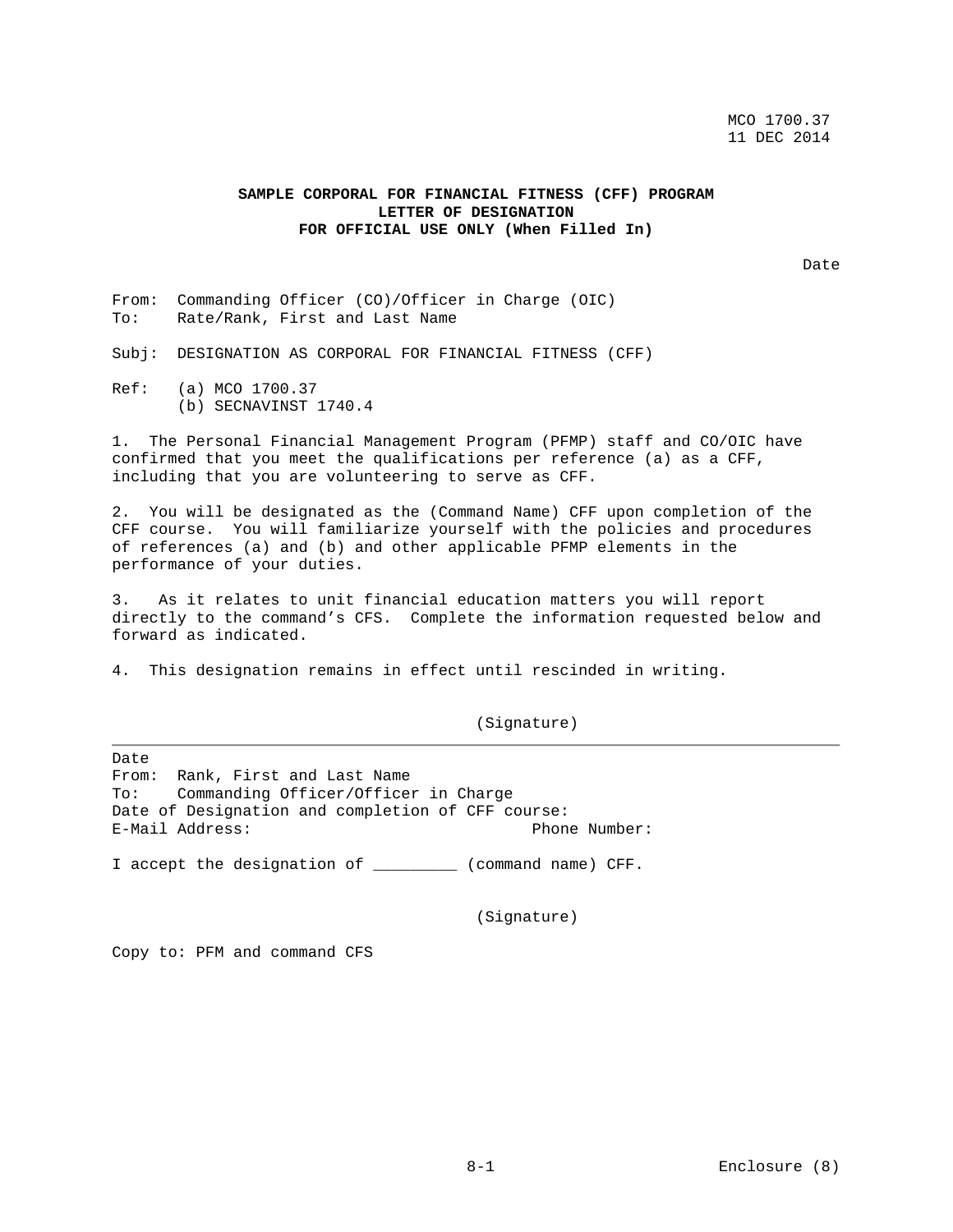**SAMPLE CORPORAL FOR FINANCIAL FITNESS (CFF) PROGRAM**
**LETTER OF DESIGNATION**
**FOR OFFICIAL USE ONLY (When Filled In)**

Date

From: Commanding Officer (CO)/Officer in Charge (OIC)
To: Rate/Rank, First and Last Name

Subj: DESIGNATION AS CORPORAL FOR FINANCIAL FITNESS (CFF)

Ref: (a) MCO 1700.37
(b) SECNAVINST 1740.4

1. The Personal Financial Management Program (PFMP) staff and CO/OIC have confirmed that you meet the qualifications per reference (a) as a CFF, including that you are volunteering to serve as CFF.

2. You will be designated as the (Command Name) CFF upon completion of the CFF course. You will familiarize yourself with the policies and procedures of references (a) and (b) and other applicable PFMP elements in the performance of your duties.

3. As it relates to unit financial education matters you will report directly to the command's CFS. Complete the information requested below and forward as indicated.

4. This designation remains in effect until rescinded in writing.

(Signature)

---

Date
From: Rank, First and Last Name
To: Commanding Officer/Officer in Charge
Date of Designation and completion of CFF course:
E-Mail Address: Phone Number:

I accept the designation of _________ (command name) CFF.

(Signature)

Copy to: PFM and command CFS